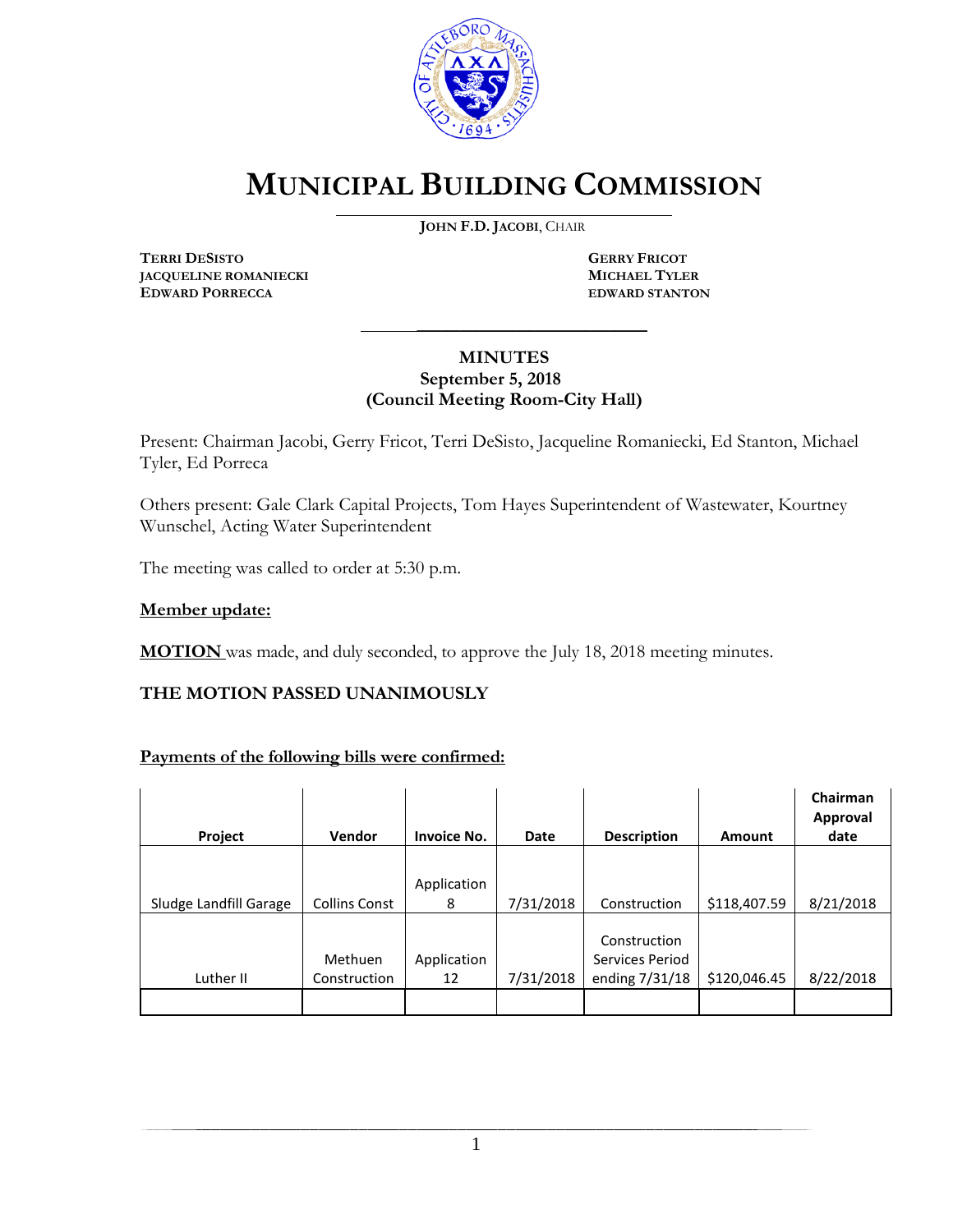# MUNICIPAL BUILDING COMMISSION

**JOHN F.D. JACOBI**, CHAIR

**TERRI DESISTO**
**JACQUELINE ROMANIECKI**
**EDWARD PORRECCA**

**GERRY FRICOT**
**MICHAEL TYLER**
**EDWARD STANTON**

---

**MINUTES**
**September 5, 2018**
**(Council Meeting Room-City Hall)**

Present: Chairman Jacobi, Gerry Fricot, Terri DeSisto, Jacqueline Romaniecki, Ed Stanton, Michael Tyler, Ed Porreca

Others present: Gale Clark Capital Projects, Tom Hayes Superintendent of Wastewater, Kourtney Wunschel, Acting Water Superintendent

The meeting was called to order at 5:30 p.m.

**Member update:**

**MOTION** was made, and duly seconded, to approve the July 18, 2018 meeting minutes.

**THE MOTION PASSED UNANIMOUSLY**

**Payments of the following bills were confirmed:**

| Project | Vendor | Invoice No. | Date | Description | Amount | Chairman Approval date |
|---|---|---|---|---|---|---|
| Sludge Landfill Garage | Collins Const | Application 8 | 7/31/2018 | Construction | $118,407.59 | 8/21/2018 |
| Luther II | Methuen Construction | Application 12 | 7/31/2018 | Construction Services Period ending 7/31/18 | $120,046.45 | 8/22/2018 |
| | | | | | | |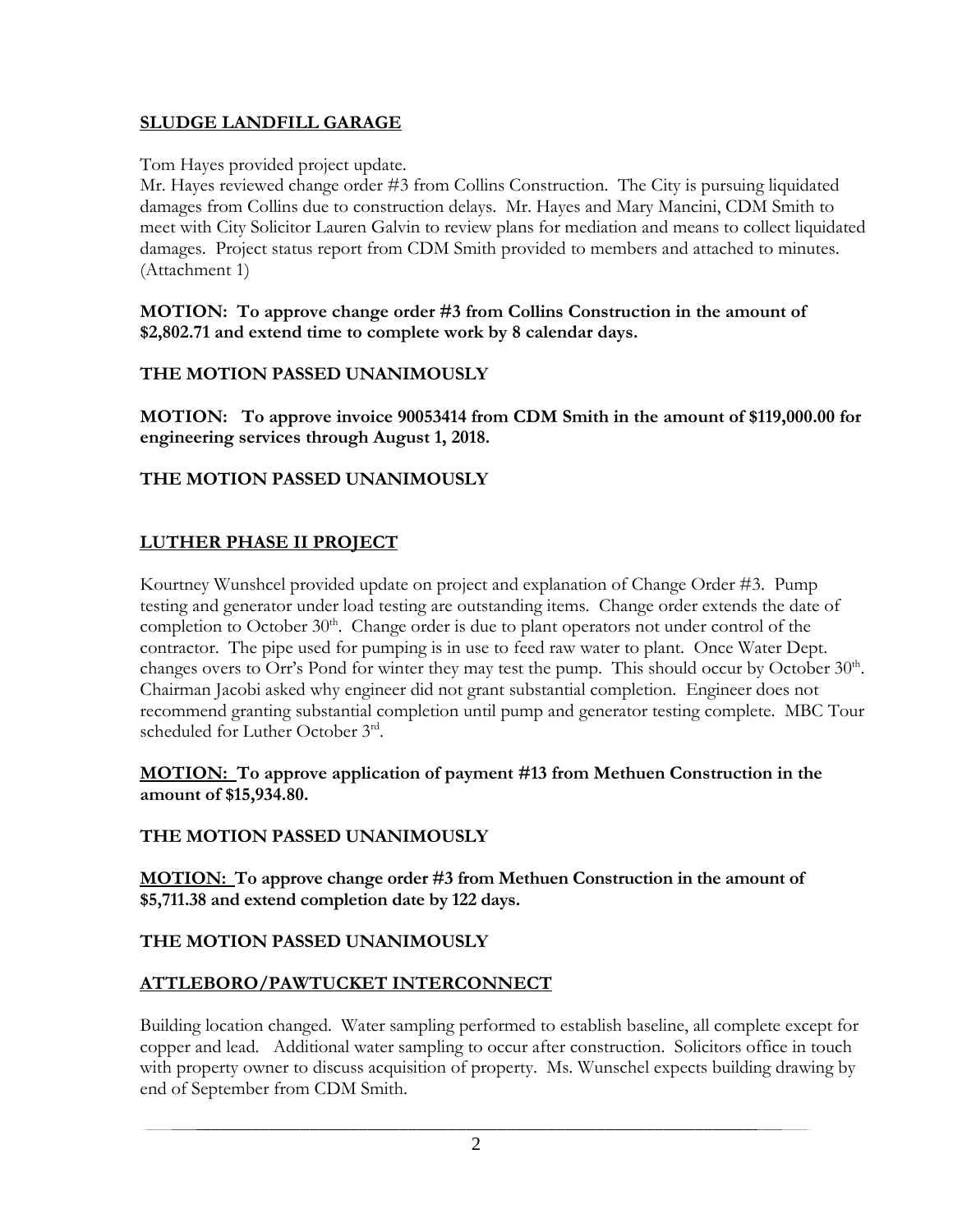## SLUDGE LANDFILL GARAGE

Tom Hayes provided project update.
Mr. Hayes reviewed change order #3 from Collins Construction. The City is pursuing liquidated damages from Collins due to construction delays. Mr. Hayes and Mary Mancini, CDM Smith to meet with City Solicitor Lauren Galvin to review plans for mediation and means to collect liquidated damages. Project status report from CDM Smith provided to members and attached to minutes. (Attachment 1)

**MOTION: To approve change order #3 from Collins Construction in the amount of $2,802.71 and extend time to complete work by 8 calendar days.**

**THE MOTION PASSED UNANIMOUSLY**

**MOTION: To approve invoice 90053414 from CDM Smith in the amount of $119,000.00 for engineering services through August 1, 2018.**

**THE MOTION PASSED UNANIMOUSLY**

## LUTHER PHASE II PROJECT

Kourtney Wunshcel provided update on project and explanation of Change Order #3. Pump testing and generator under load testing are outstanding items. Change order extends the date of completion to October 30th. Change order is due to plant operators not under control of the contractor. The pipe used for pumping is in use to feed raw water to plant. Once Water Dept. changes overs to Orr's Pond for winter they may test the pump. This should occur by October 30th. Chairman Jacobi asked why engineer did not grant substantial completion. Engineer does not recommend granting substantial completion until pump and generator testing complete. MBC Tour scheduled for Luther October 3rd.

**MOTION: To approve application of payment #13 from Methuen Construction in the amount of $15,934.80.**

**THE MOTION PASSED UNANIMOUSLY**

**MOTION: To approve change order #3 from Methuen Construction in the amount of $5,711.38 and extend completion date by 122 days.**

**THE MOTION PASSED UNANIMOUSLY**

## ATTLEBORO/PAWTUCKET INTERCONNECT

Building location changed. Water sampling performed to establish baseline, all complete except for copper and lead. Additional water sampling to occur after construction. Solicitors office in touch with property owner to discuss acquisition of property. Ms. Wunschel expects building drawing by end of September from CDM Smith.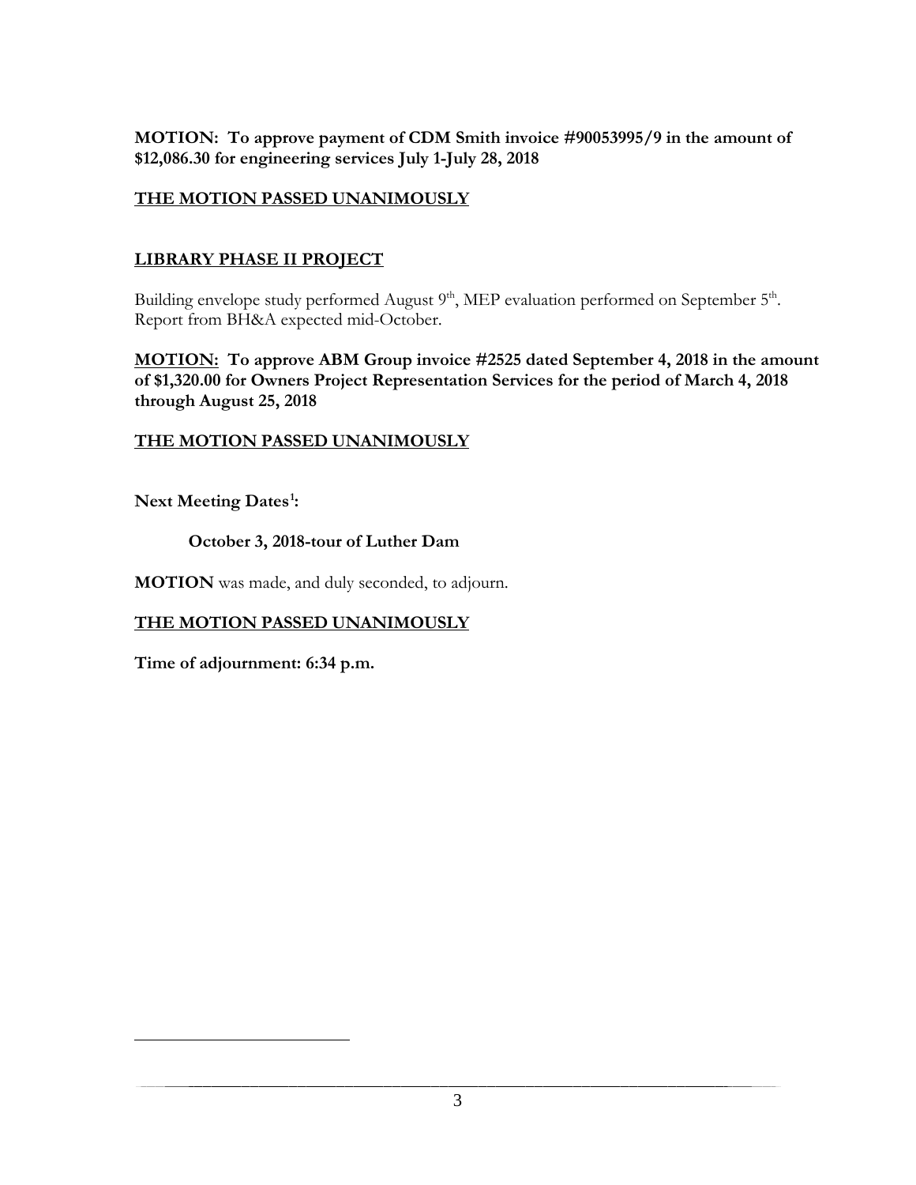**MOTION: To approve payment of CDM Smith invoice #90053995/9 in the amount of $12,086.30 for engineering services July 1-July 28, 2018**

**THE MOTION PASSED UNANIMOUSLY**

## LIBRARY PHASE II PROJECT

Building envelope study performed August 9th, MEP evaluation performed on September 5th. Report from BH&A expected mid-October.

**MOTION: To approve ABM Group invoice #2525 dated September 4, 2018 in the amount of $1,320.00 for Owners Project Representation Services for the period of March 4, 2018 through August 25, 2018**

**THE MOTION PASSED UNANIMOUSLY**

**Next Meeting Dates[1]:**

**October 3, 2018-tour of Luther Dam**

**MOTION** was made, and duly seconded, to adjourn.

**THE MOTION PASSED UNANIMOUSLY**

**Time of adjournment: 6:34 p.m.**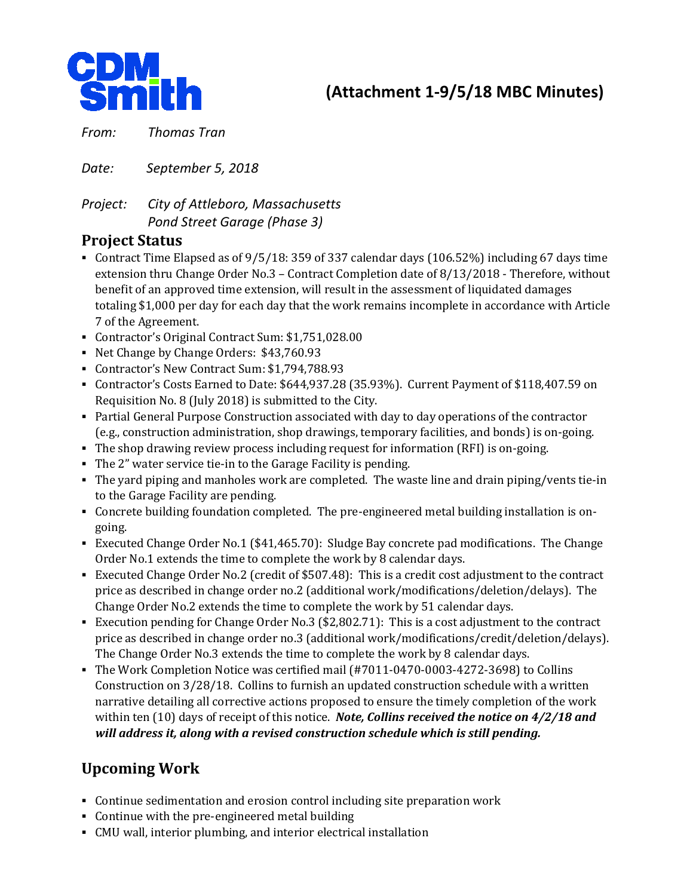CDM Smith

**(Attachment 1-9/5/18 MBC Minutes)**

*From: Thomas Tran*

*Date: September 5, 2018*

*Project: City of Attleboro, Massachusetts*
*Pond Street Garage (Phase 3)*

## Project Status

- Contract Time Elapsed as of 9/5/18: 359 of 337 calendar days (106.52%) including 67 days time extension thru Change Order No.3 – Contract Completion date of 8/13/2018 - Therefore, without benefit of an approved time extension, will result in the assessment of liquidated damages totaling $1,000 per day for each day that the work remains incomplete in accordance with Article 7 of the Agreement.
- Contractor's Original Contract Sum: $1,751,028.00
- Net Change by Change Orders: $43,760.93
- Contractor's New Contract Sum: $1,794,788.93
- Contractor's Costs Earned to Date: $644,937.28 (35.93%). Current Payment of $118,407.59 on Requisition No. 8 (July 2018) is submitted to the City.
- Partial General Purpose Construction associated with day to day operations of the contractor (e.g., construction administration, shop drawings, temporary facilities, and bonds) is on-going.
- The shop drawing review process including request for information (RFI) is on-going.
- The 2" water service tie-in to the Garage Facility is pending.
- The yard piping and manholes work are completed. The waste line and drain piping/vents tie-in to the Garage Facility are pending.
- Concrete building foundation completed. The pre-engineered metal building installation is on-going.
- Executed Change Order No.1 ($41,465.70): Sludge Bay concrete pad modifications. The Change Order No.1 extends the time to complete the work by 8 calendar days.
- Executed Change Order No.2 (credit of $507.48): This is a credit cost adjustment to the contract price as described in change order no.2 (additional work/modifications/deletion/delays). The Change Order No.2 extends the time to complete the work by 51 calendar days.
- Execution pending for Change Order No.3 ($2,802.71): This is a cost adjustment to the contract price as described in change order no.3 (additional work/modifications/credit/deletion/delays). The Change Order No.3 extends the time to complete the work by 8 calendar days.
- The Work Completion Notice was certified mail (#7011-0470-0003-4272-3698) to Collins Construction on 3/28/18. Collins to furnish an updated construction schedule with a written narrative detailing all corrective actions proposed to ensure the timely completion of the work within ten (10) days of receipt of this notice. ***Note, Collins received the notice on 4/2/18 and will address it, along with a revised construction schedule which is still pending.***

## Upcoming Work

- Continue sedimentation and erosion control including site preparation work
- Continue with the pre-engineered metal building
- CMU wall, interior plumbing, and interior electrical installation